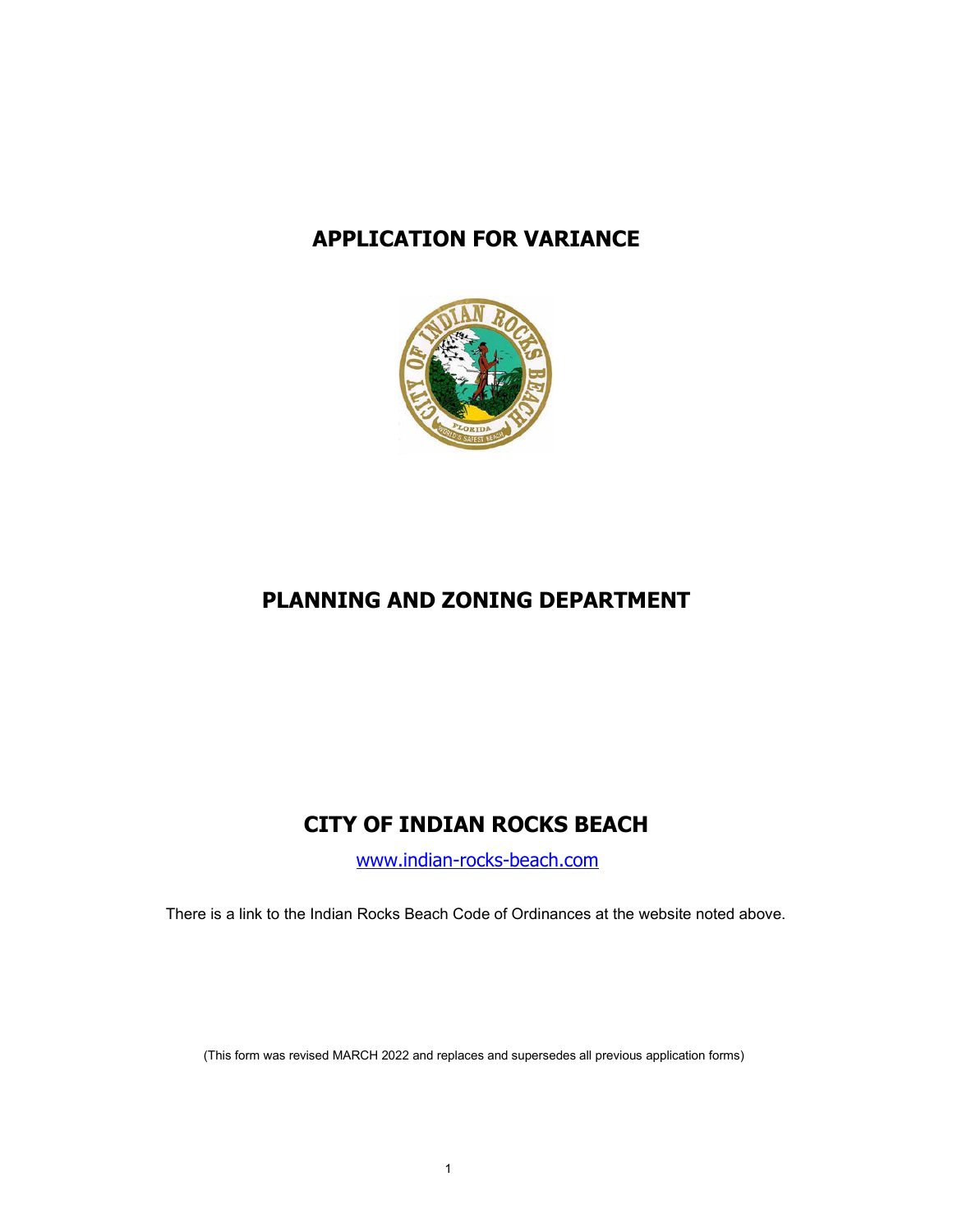# APPLICATION FOR VARIANCE

# PLANNING AND ZONING DEPARTMENT

# CITY OF INDIAN ROCKS BEACH

www.indian-rocks-beach.com

There is a link to the Indian Rocks Beach Code of Ordinances at the website noted above.

(This form was revised MARCH 2022 and replaces and supersedes all previous application forms)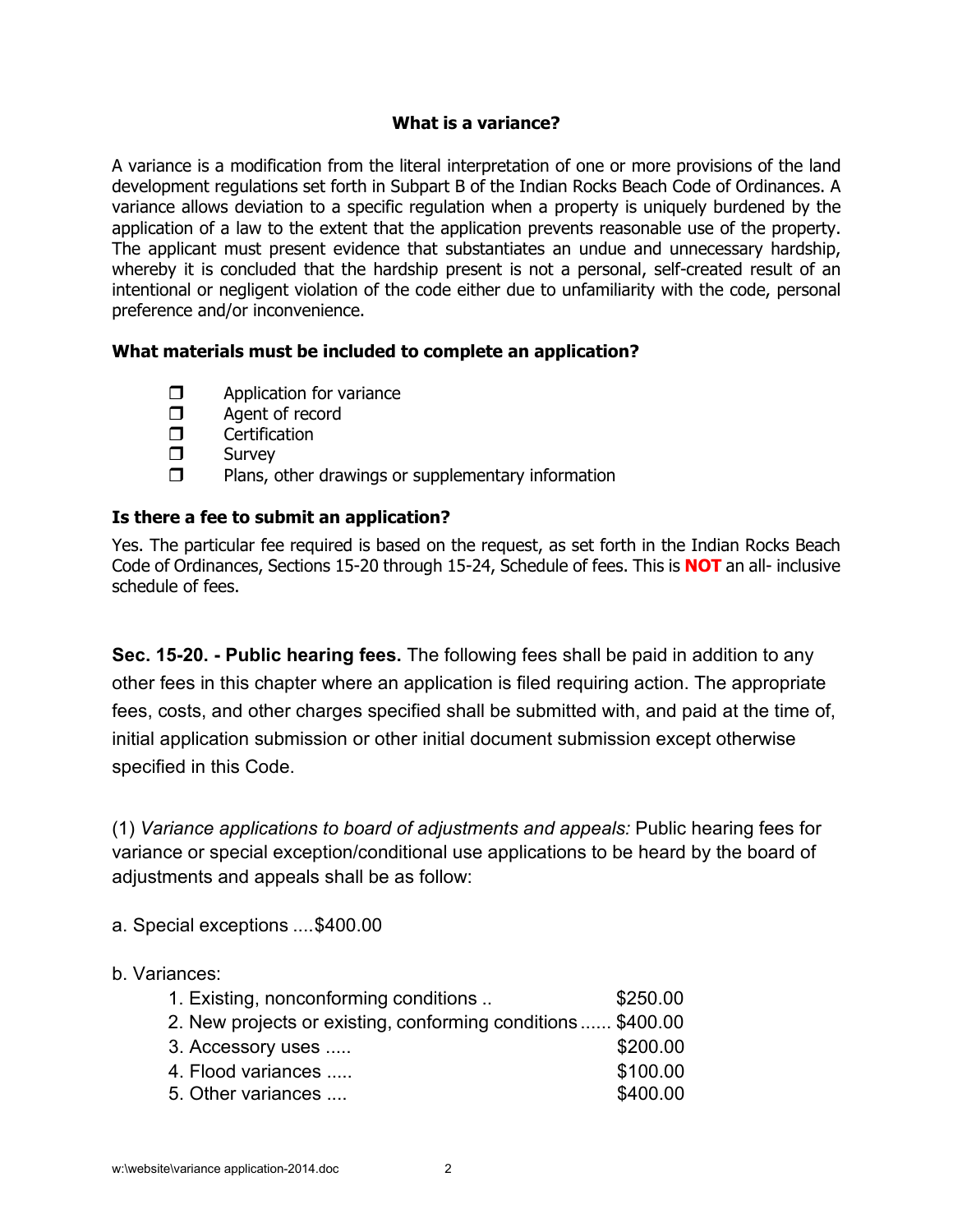### What is a variance?

A variance is a modification from the literal interpretation of one or more provisions of the land development regulations set forth in Subpart B of the Indian Rocks Beach Code of Ordinances. A variance allows deviation to a specific regulation when a property is uniquely burdened by the application of a law to the extent that the application prevents reasonable use of the property. The applicant must present evidence that substantiates an undue and unnecessary hardship, whereby it is concluded that the hardship present is not a personal, self-created result of an intentional or negligent violation of the code either due to unfamiliarity with the code, personal preference and/or inconvenience.

### What materials must be included to complete an application?

- ❒ Application for variance
- ❒ Agent of record
- ❒ Certification
- ❒ Survey
- ❒ Plans, other drawings or supplementary information

### Is there a fee to submit an application?

Yes. The particular fee required is based on the request, as set forth in the Indian Rocks Beach Code of Ordinances, Sections 15-20 through 15-24, Schedule of fees. This is **NOT** an all- inclusive schedule of fees.

**Sec. 15-20. - Public hearing fees.** The following fees shall be paid in addition to any other fees in this chapter where an application is filed requiring action. The appropriate fees, costs, and other charges specified shall be submitted with, and paid at the time of, initial application submission or other initial document submission except otherwise specified in this Code.

(1) *Variance applications to board of adjustments and appeals:* Public hearing fees for variance or special exception/conditional use applications to be heard by the board of adjustments and appeals shall be as follow:

a. Special exceptions ....$400.00

b. Variances:

1. Existing, nonconforming conditions .. $250.00
2. New projects or existing, conforming conditions ...... $400.00
3. Accessory uses ..... $200.00
4. Flood variances ..... $100.00
5. Other variances .... $400.00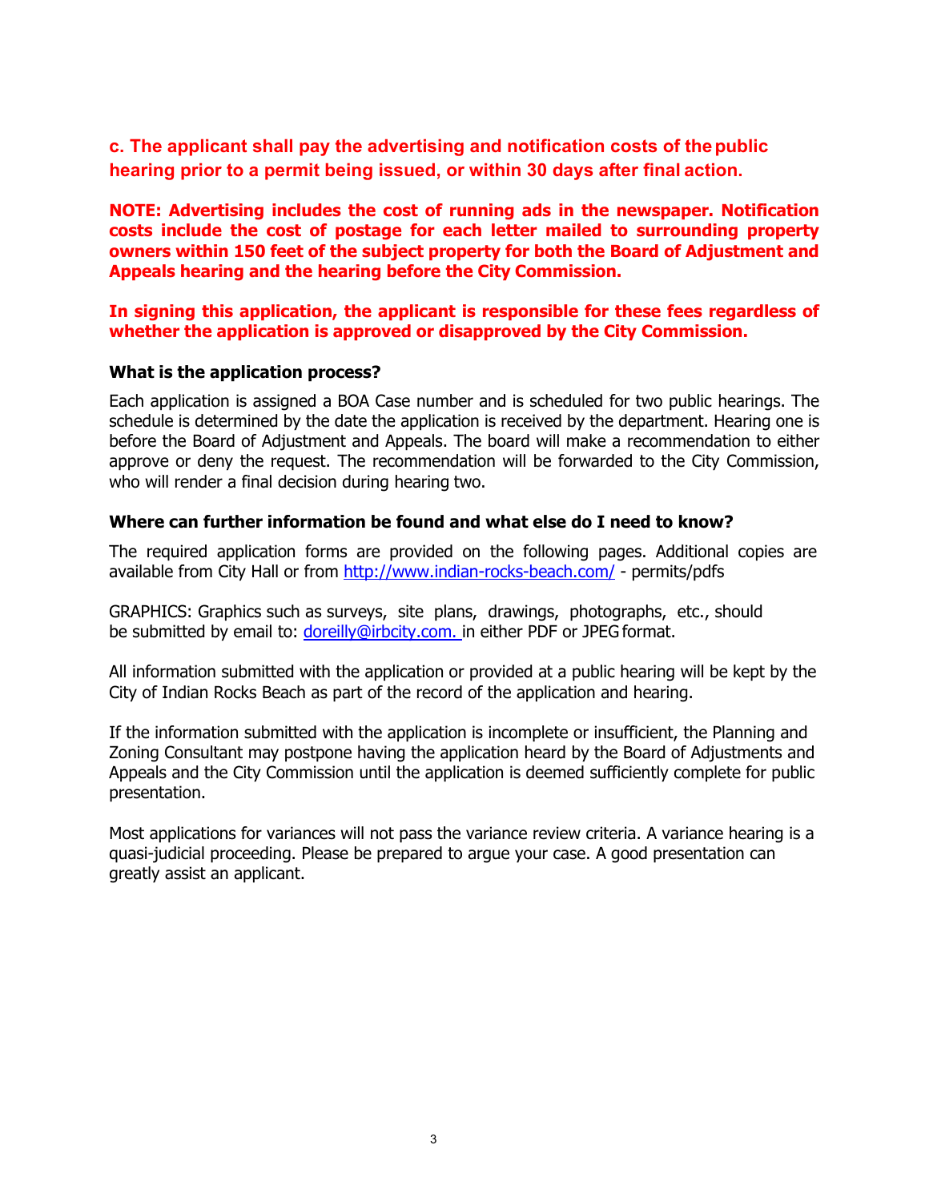**c. The applicant shall pay the advertising and notification costs of the public hearing prior to a permit being issued, or within 30 days after final action.**

**NOTE: Advertising includes the cost of running ads in the newspaper. Notification costs include the cost of postage for each letter mailed to surrounding property owners within 150 feet of the subject property for both the Board of Adjustment and Appeals hearing and the hearing before the City Commission.**

**In signing this application, the applicant is responsible for these fees regardless of whether the application is approved or disapproved by the City Commission.**

**What is the application process?**

Each application is assigned a BOA Case number and is scheduled for two public hearings. The schedule is determined by the date the application is received by the department. Hearing one is before the Board of Adjustment and Appeals. The board will make a recommendation to either approve or deny the request. The recommendation will be forwarded to the City Commission, who will render a final decision during hearing two.

**Where can further information be found and what else do I need to know?**

The required application forms are provided on the following pages. Additional copies are available from City Hall or from http://www.indian-rocks-beach.com/ - permits/pdfs

GRAPHICS: Graphics such as surveys, site plans, drawings, photographs, etc., should be submitted by email to: doreilly@irbcity.com. in either PDF or JPEG format.

All information submitted with the application or provided at a public hearing will be kept by the City of Indian Rocks Beach as part of the record of the application and hearing.

If the information submitted with the application is incomplete or insufficient, the Planning and Zoning Consultant may postpone having the application heard by the Board of Adjustments and Appeals and the City Commission until the application is deemed sufficiently complete for public presentation.

Most applications for variances will not pass the variance review criteria. A variance hearing is a quasi-judicial proceeding. Please be prepared to argue your case. A good presentation can greatly assist an applicant.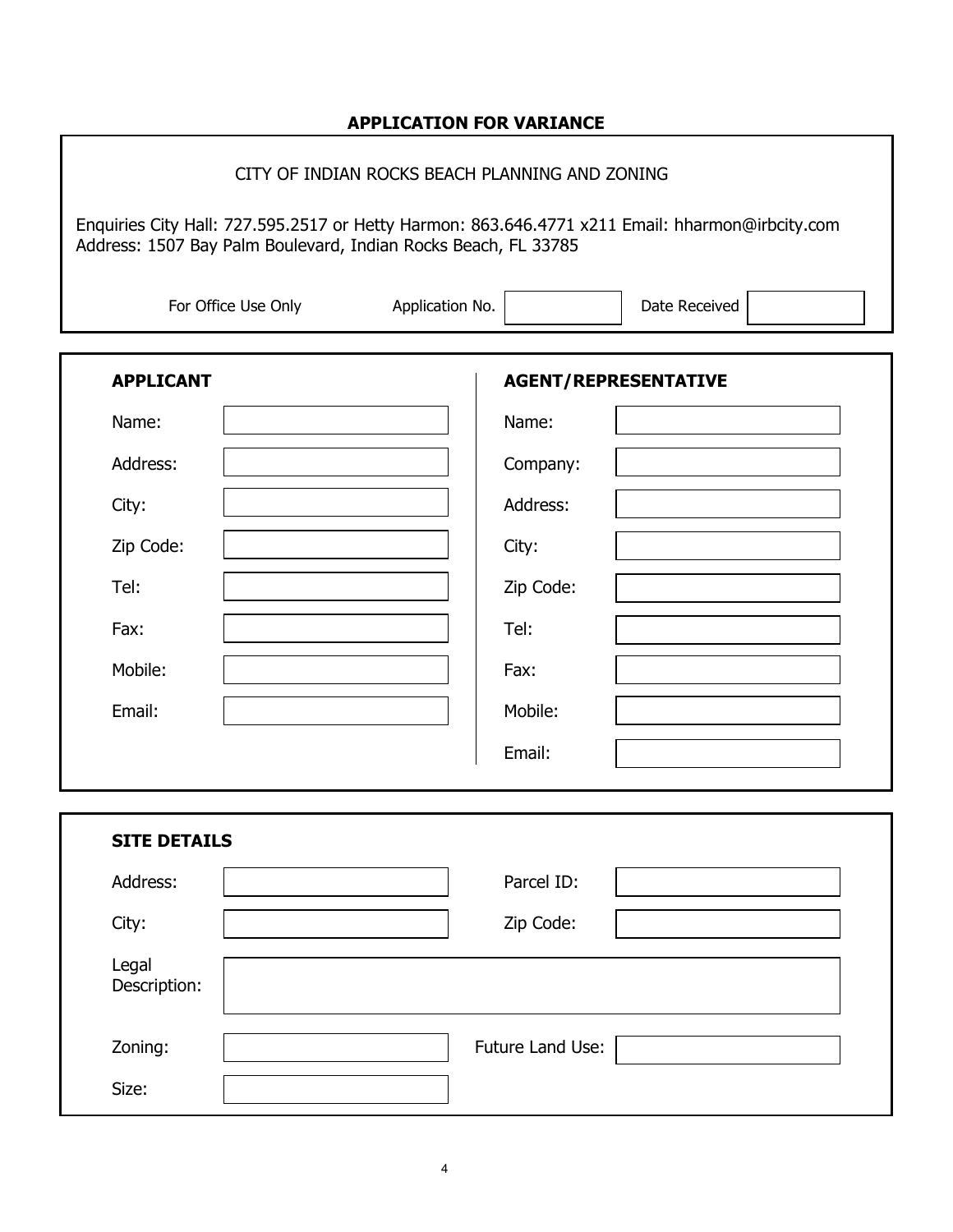## APPLICATION FOR VARIANCE

CITY OF INDIAN ROCKS BEACH PLANNING AND ZONING

Enquiries City Hall: 727.595.2517 or Hetty Harmon: 863.646.4771 x211 Email: hharmon@irbcity.com
Address: 1507 Bay Palm Boulevard, Indian Rocks Beach, FL 33785

| For Office Use Only | Application No. | | Date Received | |
|---|---|---|---|---|

| **APPLICANT** | | **AGENT/REPRESENTATIVE** | |
|---|---|---|---|
| Name: | | Name: | |
| Address: | | Company: | |
| City: | | Address: | |
| Zip Code: | | City: | |
| Tel: | | Zip Code: | |
| Fax: | | Tel: | |
| Mobile: | | Fax: | |
| Email: | | Mobile: | |
| | | Email: | |

| **SITE DETAILS** | | | |
|---|---|---|---|
| Address: | | Parcel ID: | |
| City: | | Zip Code: | |
| Legal Description: | | | |
| Zoning: | | Future Land Use: | |
| Size: | | | |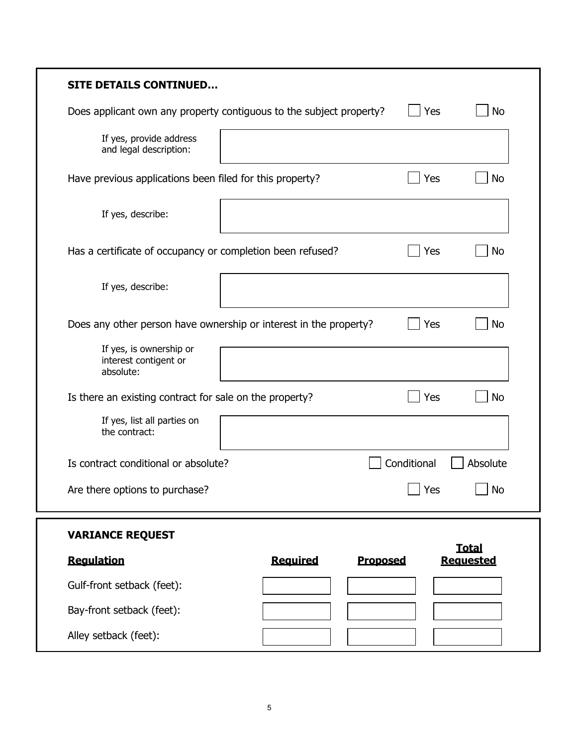## SITE DETAILS CONTINUED…

Does applicant own any property contiguous to the subject property? ☐ Yes ☐ No

If yes, provide address and legal description:

Have previous applications been filed for this property? ☐ Yes ☐ No

If yes, describe:

Has a certificate of occupancy or completion been refused? ☐ Yes ☐ No

If yes, describe:

Does any other person have ownership or interest in the property? ☐ Yes ☐ No

If yes, is ownership or interest contigent or absolute:

Is there an existing contract for sale on the property? ☐ Yes ☐ No

If yes, list all parties on the contract:

Is contract conditional or absolute? ☐ Conditional ☐ Absolute

Are there options to purchase? ☐ Yes ☐ No

## VARIANCE REQUEST

| Regulation | Required | Proposed | Total Requested |
| --- | --- | --- | --- |
| Gulf-front setback (feet): | | | |
| Bay-front setback (feet): | | | |
| Alley setback (feet): | | | |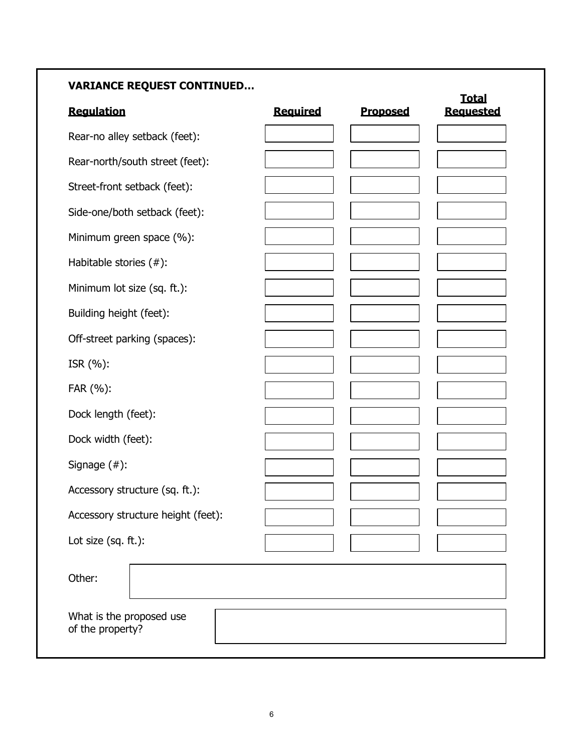**VARIANCE REQUEST CONTINUED…**

| **Regulation** | **Required** | **Proposed** | **Total Requested** |
|---|---|---|---|
| Rear-no alley setback (feet): | | | |
| Rear-north/south street (feet): | | | |
| Street-front setback (feet): | | | |
| Side-one/both setback (feet): | | | |
| Minimum green space (%): | | | |
| Habitable stories (#): | | | |
| Minimum lot size (sq. ft.): | | | |
| Building height (feet): | | | |
| Off-street parking (spaces): | | | |
| ISR (%): | | | |
| FAR (%): | | | |
| Dock length (feet): | | | |
| Dock width (feet): | | | |
| Signage (#): | | | |
| Accessory structure (sq. ft.): | | | |
| Accessory structure height (feet): | | | |
| Lot size (sq. ft.): | | | |

Other:

What is the proposed use of the property?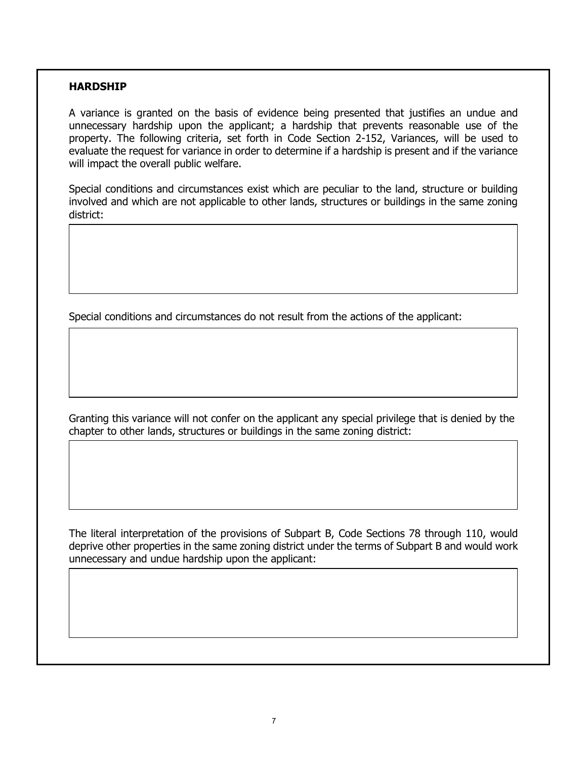## HARDSHIP

A variance is granted on the basis of evidence being presented that justifies an undue and unnecessary hardship upon the applicant; a hardship that prevents reasonable use of the property. The following criteria, set forth in Code Section 2-152, Variances, will be used to evaluate the request for variance in order to determine if a hardship is present and if the variance will impact the overall public welfare.

Special conditions and circumstances exist which are peculiar to the land, structure or building involved and which are not applicable to other lands, structures or buildings in the same zoning district:

Special conditions and circumstances do not result from the actions of the applicant:

Granting this variance will not confer on the applicant any special privilege that is denied by the chapter to other lands, structures or buildings in the same zoning district:

The literal interpretation of the provisions of Subpart B, Code Sections 78 through 110, would deprive other properties in the same zoning district under the terms of Subpart B and would work unnecessary and undue hardship upon the applicant: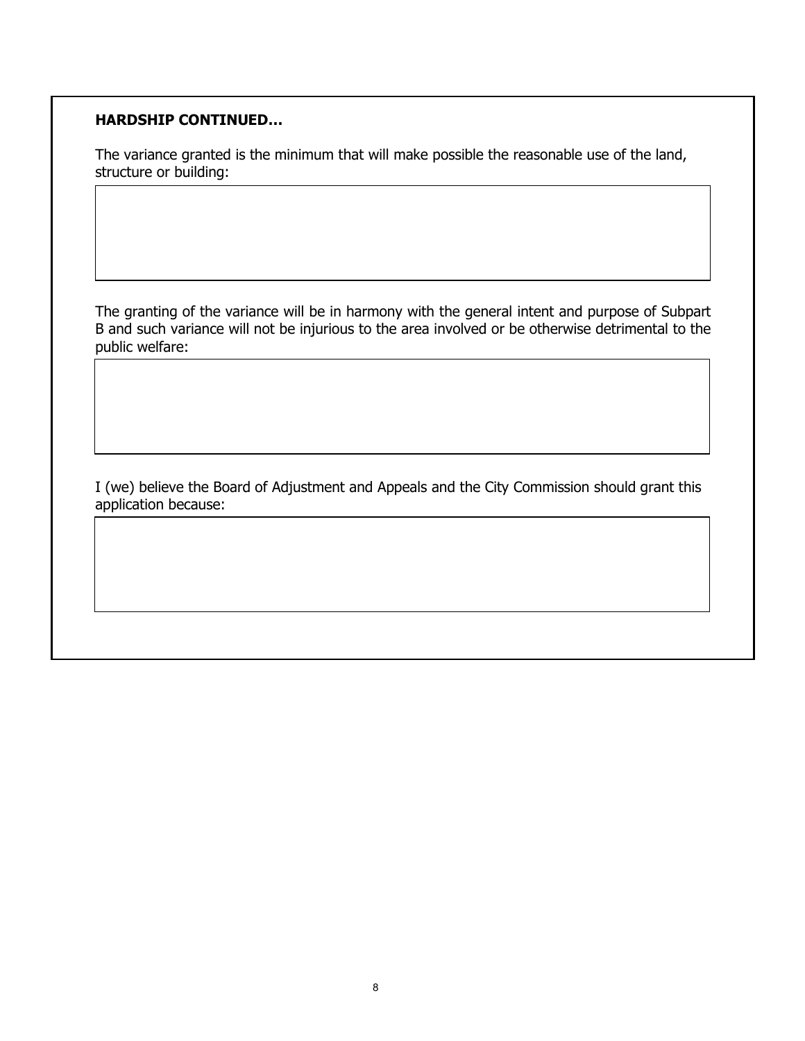**HARDSHIP CONTINUED…**

The variance granted is the minimum that will make possible the reasonable use of the land, structure or building:

The granting of the variance will be in harmony with the general intent and purpose of Subpart B and such variance will not be injurious to the area involved or be otherwise detrimental to the public welfare:

I (we) believe the Board of Adjustment and Appeals and the City Commission should grant this application because: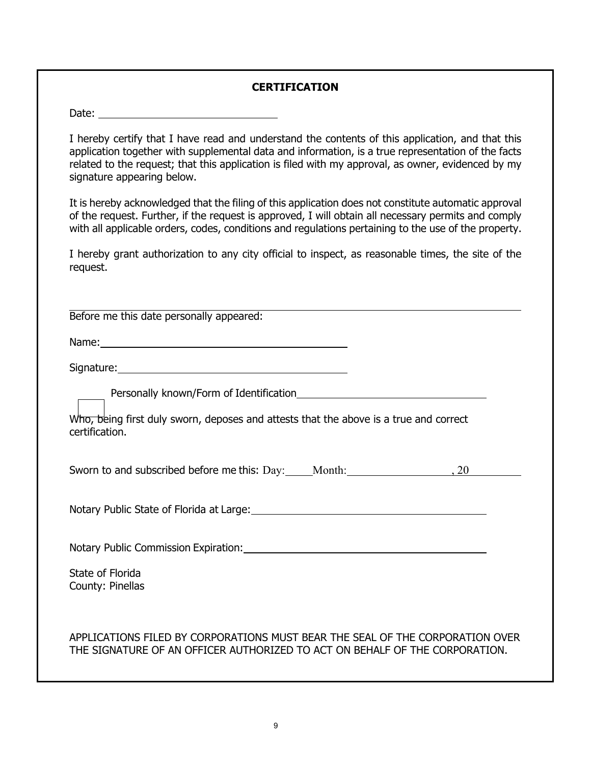## CERTIFICATION

Date: ______________________________

I hereby certify that I have read and understand the contents of this application, and that this application together with supplemental data and information, is a true representation of the facts related to the request; that this application is filed with my approval, as owner, evidenced by my signature appearing below.

It is hereby acknowledged that the filing of this application does not constitute automatic approval of the request. Further, if the request is approved, I will obtain all necessary permits and comply with all applicable orders, codes, conditions and regulations pertaining to the use of the property.

I hereby grant authorization to any city official to inspect, as reasonable times, the site of the request.

---

Before me this date personally appeared:

Name: ______________________________

Signature: ______________________________

☐ Personally known/Form of Identification ______________________________

Who, being first duly sworn, deposes and attests that the above is a true and correct certification.

Sworn to and subscribed before me this: Day: _____ Month: ______________, 20 ________

Notary Public State of Florida at Large: ______________________________

Notary Public Commission Expiration: ______________________________

State of Florida
County: Pinellas

APPLICATIONS FILED BY CORPORATIONS MUST BEAR THE SEAL OF THE CORPORATION OVER THE SIGNATURE OF AN OFFICER AUTHORIZED TO ACT ON BEHALF OF THE CORPORATION.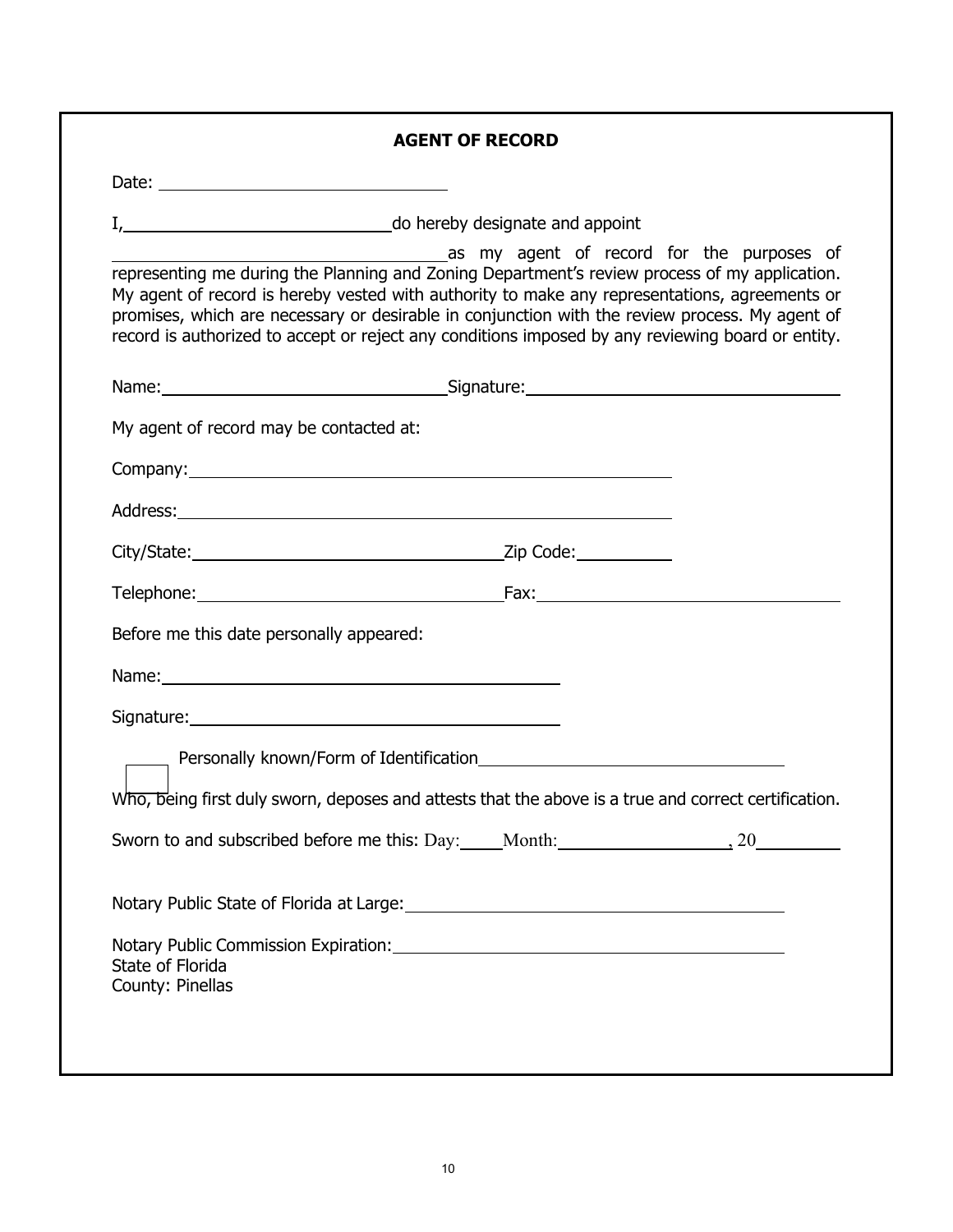## AGENT OF RECORD

Date: ______________________________

I, ______________________________ do hereby designate and appoint

______________________________________ as my agent of record for the purposes of representing me during the Planning and Zoning Department's review process of my application. My agent of record is hereby vested with authority to make any representations, agreements or promises, which are necessary or desirable in conjunction with the review process. My agent of record is authorized to accept or reject any conditions imposed by any reviewing board or entity.

Name: ______________________________ Signature: ______________________________

My agent of record may be contacted at:

Company: ______________________________________________

Address: ______________________________________________

City/State: ______________________________ Zip Code: __________

Telephone: ______________________________ Fax: ______________________________

Before me this date personally appeared:

Name: ______________________________________

Signature: ______________________________________

☐ Personally known/Form of Identification ______________________________

Who, being first duly sworn, deposes and attests that the above is a true and correct certification.

Sworn to and subscribed before me this: Day: _____ Month: __________________, 20_________

Notary Public State of Florida at Large: ______________________________________

Notary Public Commission Expiration: ______________________________________

State of Florida

County: Pinellas